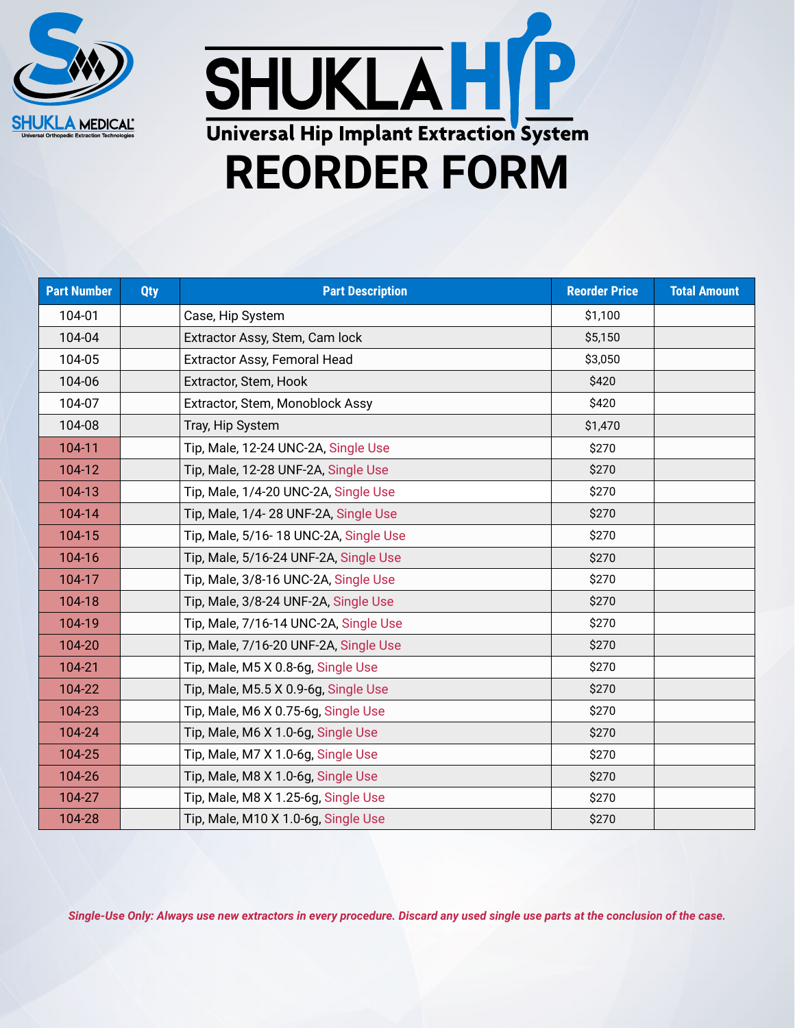SHUKLA MEDICAL

Universal Orthopedic Extraction Technologies

# SHUKLA HIP

## Universal Hip Implant Extraction System

# REORDER FORM

| Part Number | Qty | Part Description | Reorder Price | Total Amount |
|---|---|---|---|---|
| 104-01 | | Case, Hip System | $1,100 | |
| 104-04 | | Extractor Assy, Stem, Cam lock | $5,150 | |
| 104-05 | | Extractor Assy, Femoral Head | $3,050 | |
| 104-06 | | Extractor, Stem, Hook | $420 | |
| 104-07 | | Extractor, Stem, Monoblock Assy | $420 | |
| 104-08 | | Tray, Hip System | $1,470 | |
| 104-11 | | Tip, Male, 12-24 UNC-2A, Single Use | $270 | |
| 104-12 | | Tip, Male, 12-28 UNF-2A, Single Use | $270 | |
| 104-13 | | Tip, Male, 1/4-20 UNC-2A, Single Use | $270 | |
| 104-14 | | Tip, Male, 1/4- 28 UNF-2A, Single Use | $270 | |
| 104-15 | | Tip, Male, 5/16- 18 UNC-2A, Single Use | $270 | |
| 104-16 | | Tip, Male, 5/16-24 UNF-2A, Single Use | $270 | |
| 104-17 | | Tip, Male, 3/8-16 UNC-2A, Single Use | $270 | |
| 104-18 | | Tip, Male, 3/8-24 UNF-2A, Single Use | $270 | |
| 104-19 | | Tip, Male, 7/16-14 UNC-2A, Single Use | $270 | |
| 104-20 | | Tip, Male, 7/16-20 UNF-2A, Single Use | $270 | |
| 104-21 | | Tip, Male, M5 X 0.8-6g, Single Use | $270 | |
| 104-22 | | Tip, Male, M5.5 X 0.9-6g, Single Use | $270 | |
| 104-23 | | Tip, Male, M6 X 0.75-6g, Single Use | $270 | |
| 104-24 | | Tip, Male, M6 X 1.0-6g, Single Use | $270 | |
| 104-25 | | Tip, Male, M7 X 1.0-6g, Single Use | $270 | |
| 104-26 | | Tip, Male, M8 X 1.0-6g, Single Use | $270 | |
| 104-27 | | Tip, Male, M8 X 1.25-6g, Single Use | $270 | |
| 104-28 | | Tip, Male, M10 X 1.0-6g, Single Use | $270 | |

***Single-Use Only: Always use new extractors in every procedure. Discard any used single use parts at the conclusion of the case.***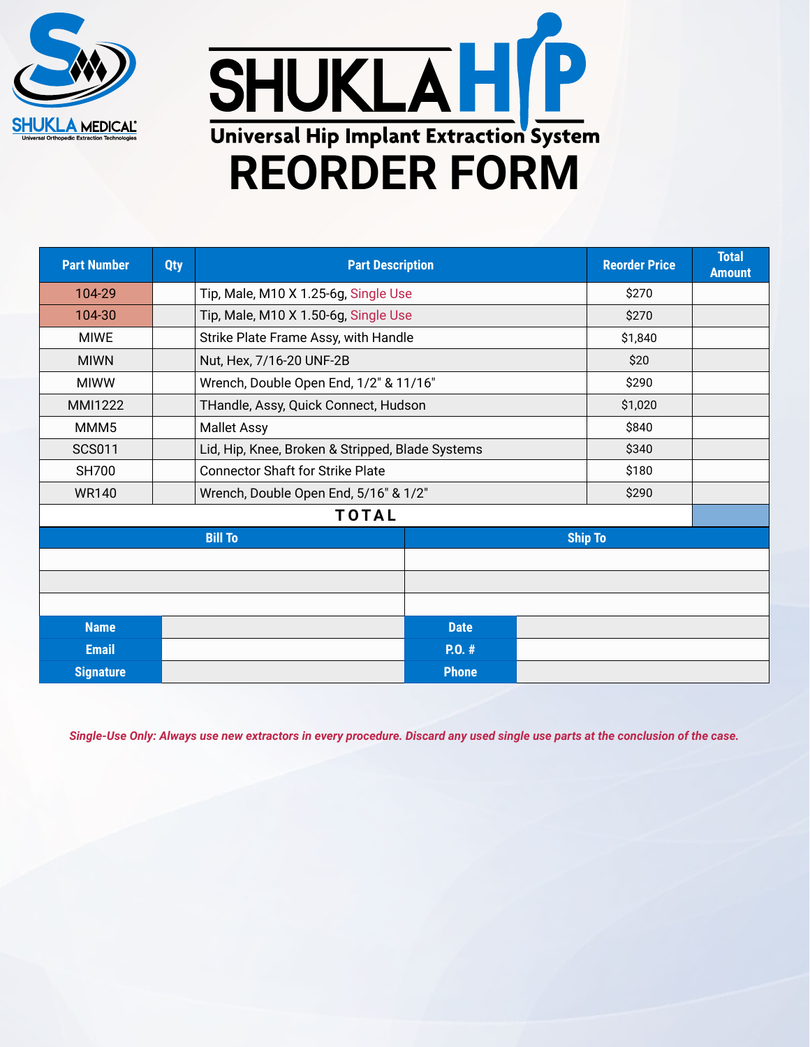SHUKLA MEDICAL
Universal Orthopedic Extraction Technologies

# SHUKLA HIP

## Universal Hip Implant Extraction System

# REORDER FORM

| Part Number | Qty | Part Description | Reorder Price | Total Amount |
|---|---|---|---|---|
| 104-29 | | Tip, Male, M10 X 1.25-6g, Single Use | $270 | |
| 104-30 | | Tip, Male, M10 X 1.50-6g, Single Use | $270 | |
| MIWE | | Strike Plate Frame Assy, with Handle | $1,840 | |
| MIWN | | Nut, Hex, 7/16-20 UNF-2B | $20 | |
| MIWW | | Wrench, Double Open End, 1/2" & 11/16" | $290 | |
| MMI1222 | | THandle, Assy, Quick Connect, Hudson | $1,020 | |
| MMM5 | | Mallet Assy | $840 | |
| SCS011 | | Lid, Hip, Knee, Broken & Stripped, Blade Systems | $340 | |
| SH700 | | Connector Shaft for Strike Plate | $180 | |
| WR140 | | Wrench, Double Open End, 5/16" & 1/2" | $290 | |
| **TOTAL** | | | | |

| Bill To | Ship To |
|---|---|
| | |
| | |
| | |

| | | | |
|---|---|---|---|
| **Name** | | **Date** | |
| **Email** | | **P.O. #** | |
| **Signature** | | **Phone** | |

***Single-Use Only: Always use new extractors in every procedure. Discard any used single use parts at the conclusion of the case.***